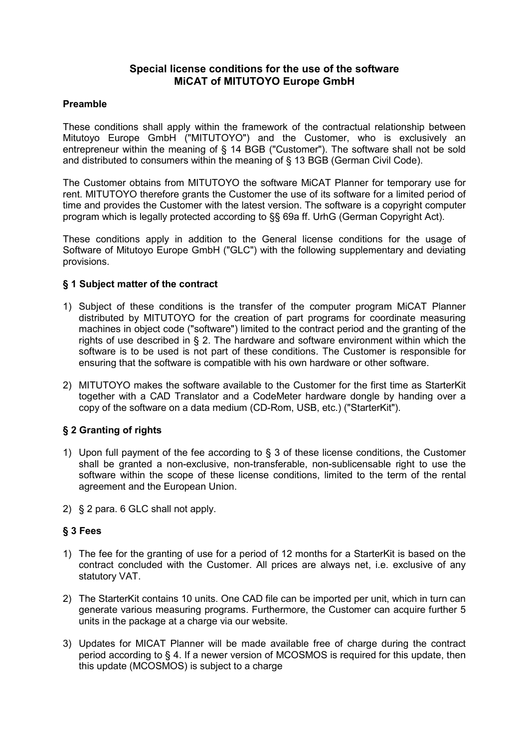# Special license conditions for the use of the software MiCAT of MITUTOYO Europe GmbH

## Preamble

These conditions shall apply within the framework of the contractual relationship between Mitutoyo Europe GmbH ("MITUTOYO") and the Customer, who is exclusively an entrepreneur within the meaning of § 14 BGB ("Customer"). The software shall not be sold and distributed to consumers within the meaning of § 13 BGB (German Civil Code).

The Customer obtains from MITUTOYO the software MiCAT Planner for temporary use for rent. MITUTOYO therefore grants the Customer the use of its software for a limited period of time and provides the Customer with the latest version. The software is a copyright computer program which is legally protected according to §§ 69a ff. UrhG (German Copyright Act).

These conditions apply in addition to the General license conditions for the usage of Software of Mitutoyo Europe GmbH ("GLC") with the following supplementary and deviating provisions.

## § 1 Subject matter of the contract

1) Subject of these conditions is the transfer of the computer program MiCAT Planner distributed by MITUTOYO for the creation of part programs for coordinate measuring machines in object code ("software") limited to the contract period and the granting of the rights of use described in § 2. The hardware and software environment within which the software is to be used is not part of these conditions. The Customer is responsible for ensuring that the software is compatible with his own hardware or other software.

2) MITUTOYO makes the software available to the Customer for the first time as StarterKit together with a CAD Translator and a CodeMeter hardware dongle by handing over a copy of the software on a data medium (CD-Rom, USB, etc.) ("StarterKit").

## § 2 Granting of rights

1) Upon full payment of the fee according to § 3 of these license conditions, the Customer shall be granted a non-exclusive, non-transferable, non-sublicensable right to use the software within the scope of these license conditions, limited to the term of the rental agreement and the European Union.

2) § 2 para. 6 GLC shall not apply.

## § 3 Fees

1) The fee for the granting of use for a period of 12 months for a StarterKit is based on the contract concluded with the Customer. All prices are always net, i.e. exclusive of any statutory VAT.

2) The StarterKit contains 10 units. One CAD file can be imported per unit, which in turn can generate various measuring programs. Furthermore, the Customer can acquire further 5 units in the package at a charge via our website.

3) Updates for MICAT Planner will be made available free of charge during the contract period according to § 4. If a newer version of MCOSMOS is required for this update, then this update (MCOSMOS) is subject to a charge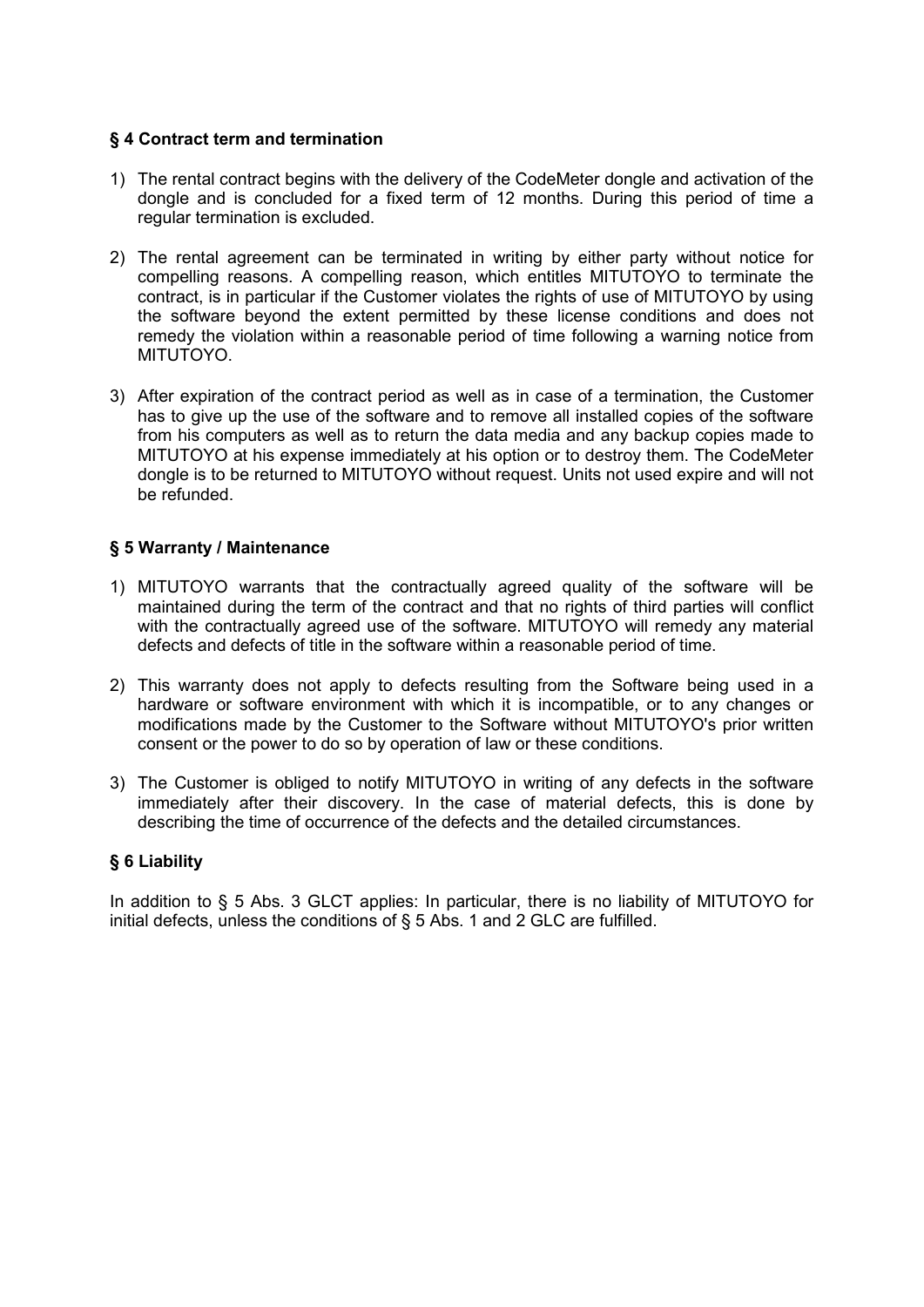## § 4 Contract term and termination

1) The rental contract begins with the delivery of the CodeMeter dongle and activation of the dongle and is concluded for a fixed term of 12 months. During this period of time a regular termination is excluded.

2) The rental agreement can be terminated in writing by either party without notice for compelling reasons. A compelling reason, which entitles MITUTOYO to terminate the contract, is in particular if the Customer violates the rights of use of MITUTOYO by using the software beyond the extent permitted by these license conditions and does not remedy the violation within a reasonable period of time following a warning notice from MITUTOYO.

3) After expiration of the contract period as well as in case of a termination, the Customer has to give up the use of the software and to remove all installed copies of the software from his computers as well as to return the data media and any backup copies made to MITUTOYO at his expense immediately at his option or to destroy them. The CodeMeter dongle is to be returned to MITUTOYO without request. Units not used expire and will not be refunded.

## § 5 Warranty / Maintenance

1) MITUTOYO warrants that the contractually agreed quality of the software will be maintained during the term of the contract and that no rights of third parties will conflict with the contractually agreed use of the software. MITUTOYO will remedy any material defects and defects of title in the software within a reasonable period of time.

2) This warranty does not apply to defects resulting from the Software being used in a hardware or software environment with which it is incompatible, or to any changes or modifications made by the Customer to the Software without MITUTOYO's prior written consent or the power to do so by operation of law or these conditions.

3) The Customer is obliged to notify MITUTOYO in writing of any defects in the software immediately after their discovery. In the case of material defects, this is done by describing the time of occurrence of the defects and the detailed circumstances.

## § 6 Liability

In addition to § 5 Abs. 3 GLCT applies: In particular, there is no liability of MITUTOYO for initial defects, unless the conditions of § 5 Abs. 1 and 2 GLC are fulfilled.